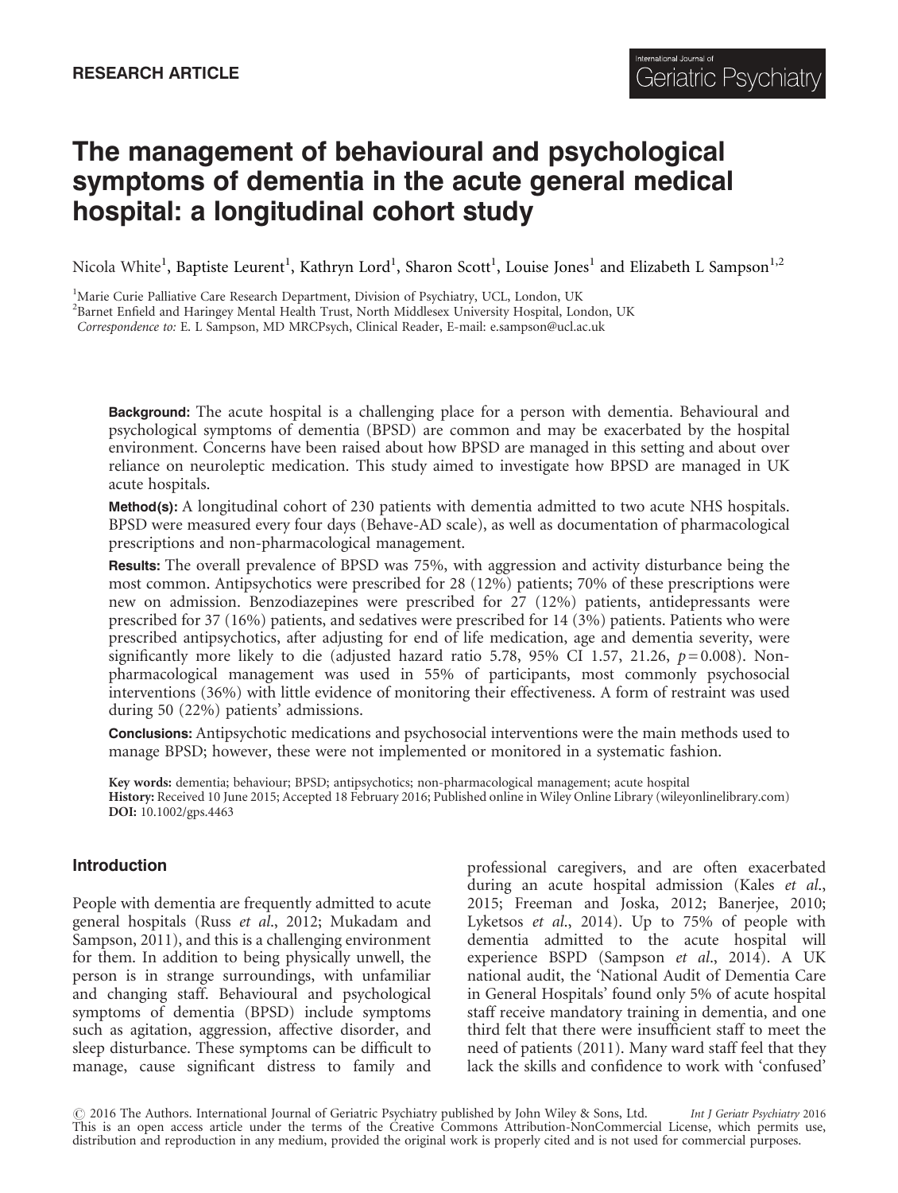RESEARCH ARTICLE

# The management of behavioural and psychological symptoms of dementia in the acute general medical hospital: a longitudinal cohort study

Nicola White[1], Baptiste Leurent[1], Kathryn Lord[1], Sharon Scott[1], Louise Jones[1] and Elizabeth L Sampson[1,2]

[1]Marie Curie Palliative Care Research Department, Division of Psychiatry, UCL, London, UK
[2]Barnet Enfield and Haringey Mental Health Trust, North Middlesex University Hospital, London, UK
*Correspondence to:* E. L Sampson, MD MRCPsych, Clinical Reader, E-mail: e.sampson@ucl.ac.uk

**Background:** The acute hospital is a challenging place for a person with dementia. Behavioural and psychological symptoms of dementia (BPSD) are common and may be exacerbated by the hospital environment. Concerns have been raised about how BPSD are managed in this setting and about over reliance on neuroleptic medication. This study aimed to investigate how BPSD are managed in UK acute hospitals.

**Method(s):** A longitudinal cohort of 230 patients with dementia admitted to two acute NHS hospitals. BPSD were measured every four days (Behave-AD scale), as well as documentation of pharmacological prescriptions and non-pharmacological management.

**Results:** The overall prevalence of BPSD was 75%, with aggression and activity disturbance being the most common. Antipsychotics were prescribed for 28 (12%) patients; 70% of these prescriptions were new on admission. Benzodiazepines were prescribed for 27 (12%) patients, antidepressants were prescribed for 37 (16%) patients, and sedatives were prescribed for 14 (3%) patients. Patients who were prescribed antipsychotics, after adjusting for end of life medication, age and dementia severity, were significantly more likely to die (adjusted hazard ratio 5.78, 95% CI 1.57, 21.26, $p = 0.008$). Non-pharmacological management was used in 55% of participants, most commonly psychosocial interventions (36%) with little evidence of monitoring their effectiveness. A form of restraint was used during 50 (22%) patients' admissions.

**Conclusions:** Antipsychotic medications and psychosocial interventions were the main methods used to manage BPSD; however, these were not implemented or monitored in a systematic fashion.

**Key words:** dementia; behaviour; BPSD; antipsychotics; non-pharmacological management; acute hospital
**History:** Received 10 June 2015; Accepted 18 February 2016; Published online in Wiley Online Library (wileyonlinelibrary.com)
**DOI:** 10.1002/gps.4463

## Introduction

People with dementia are frequently admitted to acute general hospitals (Russ *et al.*, 2012; Mukadam and Sampson, 2011), and this is a challenging environment for them. In addition to being physically unwell, the person is in strange surroundings, with unfamiliar and changing staff. Behavioural and psychological symptoms of dementia (BPSD) include symptoms such as agitation, aggression, affective disorder, and sleep disturbance. These symptoms can be difficult to manage, cause significant distress to family and professional caregivers, and are often exacerbated during an acute hospital admission (Kales *et al.*, 2015; Freeman and Joska, 2012; Banerjee, 2010; Lyketsos *et al.*, 2014). Up to 75% of people with dementia admitted to the acute hospital will experience BSPD (Sampson *et al.*, 2014). A UK national audit, the 'National Audit of Dementia Care in General Hospitals' found only 5% of acute hospital staff receive mandatory training in dementia, and one third felt that there were insufficient staff to meet the need of patients (2011). Many ward staff feel that they lack the skills and confidence to work with 'confused'

© 2016 The Authors. International Journal of Geriatric Psychiatry published by John Wiley & Sons, Ltd.
This is an open access article under the terms of the Creative Commons Attribution-NonCommercial License, which permits use, distribution and reproduction in any medium, provided the original work is properly cited and is not used for commercial purposes.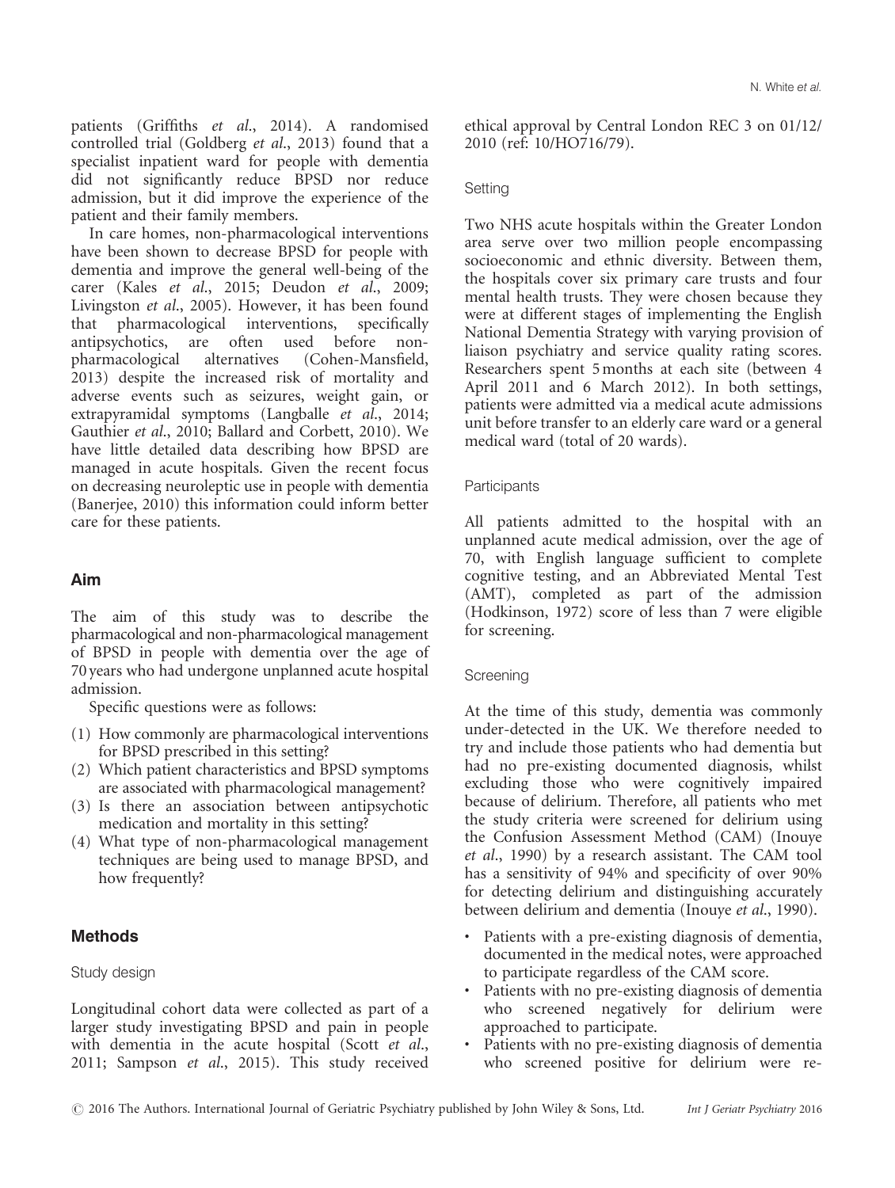patients (Griffiths *et al.*, 2014). A randomised controlled trial (Goldberg *et al.*, 2013) found that a specialist inpatient ward for people with dementia did not significantly reduce BPSD nor reduce admission, but it did improve the experience of the patient and their family members.

In care homes, non-pharmacological interventions have been shown to decrease BPSD for people with dementia and improve the general well-being of the carer (Kales *et al.*, 2015; Deudon *et al.*, 2009; Livingston *et al.*, 2005). However, it has been found that pharmacological interventions, specifically antipsychotics, are often used before non-pharmacological alternatives (Cohen-Mansfield, 2013) despite the increased risk of mortality and adverse events such as seizures, weight gain, or extrapyramidal symptoms (Langballe *et al.*, 2014; Gauthier *et al.*, 2010; Ballard and Corbett, 2010). We have little detailed data describing how BPSD are managed in acute hospitals. Given the recent focus on decreasing neuroleptic use in people with dementia (Banerjee, 2010) this information could inform better care for these patients.

## Aim

The aim of this study was to describe the pharmacological and non-pharmacological management of BPSD in people with dementia over the age of 70 years who had undergone unplanned acute hospital admission.

Specific questions were as follows:

(1) How commonly are pharmacological interventions for BPSD prescribed in this setting?
(2) Which patient characteristics and BPSD symptoms are associated with pharmacological management?
(3) Is there an association between antipsychotic medication and mortality in this setting?
(4) What type of non-pharmacological management techniques are being used to manage BPSD, and how frequently?

## Methods

### Study design

Longitudinal cohort data were collected as part of a larger study investigating BPSD and pain in people with dementia in the acute hospital (Scott *et al.*, 2011; Sampson *et al.*, 2015). This study received ethical approval by Central London REC 3 on 01/12/2010 (ref: 10/HO716/79).

### Setting

Two NHS acute hospitals within the Greater London area serve over two million people encompassing socioeconomic and ethnic diversity. Between them, the hospitals cover six primary care trusts and four mental health trusts. They were chosen because they were at different stages of implementing the English National Dementia Strategy with varying provision of liaison psychiatry and service quality rating scores. Researchers spent 5 months at each site (between 4 April 2011 and 6 March 2012). In both settings, patients were admitted via a medical acute admissions unit before transfer to an elderly care ward or a general medical ward (total of 20 wards).

### Participants

All patients admitted to the hospital with an unplanned acute medical admission, over the age of 70, with English language sufficient to complete cognitive testing, and an Abbreviated Mental Test (AMT), completed as part of the admission (Hodkinson, 1972) score of less than 7 were eligible for screening.

### Screening

At the time of this study, dementia was commonly under-detected in the UK. We therefore needed to try and include those patients who had dementia but had no pre-existing documented diagnosis, whilst excluding those who were cognitively impaired because of delirium. Therefore, all patients who met the study criteria were screened for delirium using the Confusion Assessment Method (CAM) (Inouye *et al.*, 1990) by a research assistant. The CAM tool has a sensitivity of 94% and specificity of over 90% for detecting delirium and distinguishing accurately between delirium and dementia (Inouye *et al.*, 1990).

- Patients with a pre-existing diagnosis of dementia, documented in the medical notes, were approached to participate regardless of the CAM score.
- Patients with no pre-existing diagnosis of dementia who screened negatively for delirium were approached to participate.
- Patients with no pre-existing diagnosis of dementia who screened positive for delirium were re-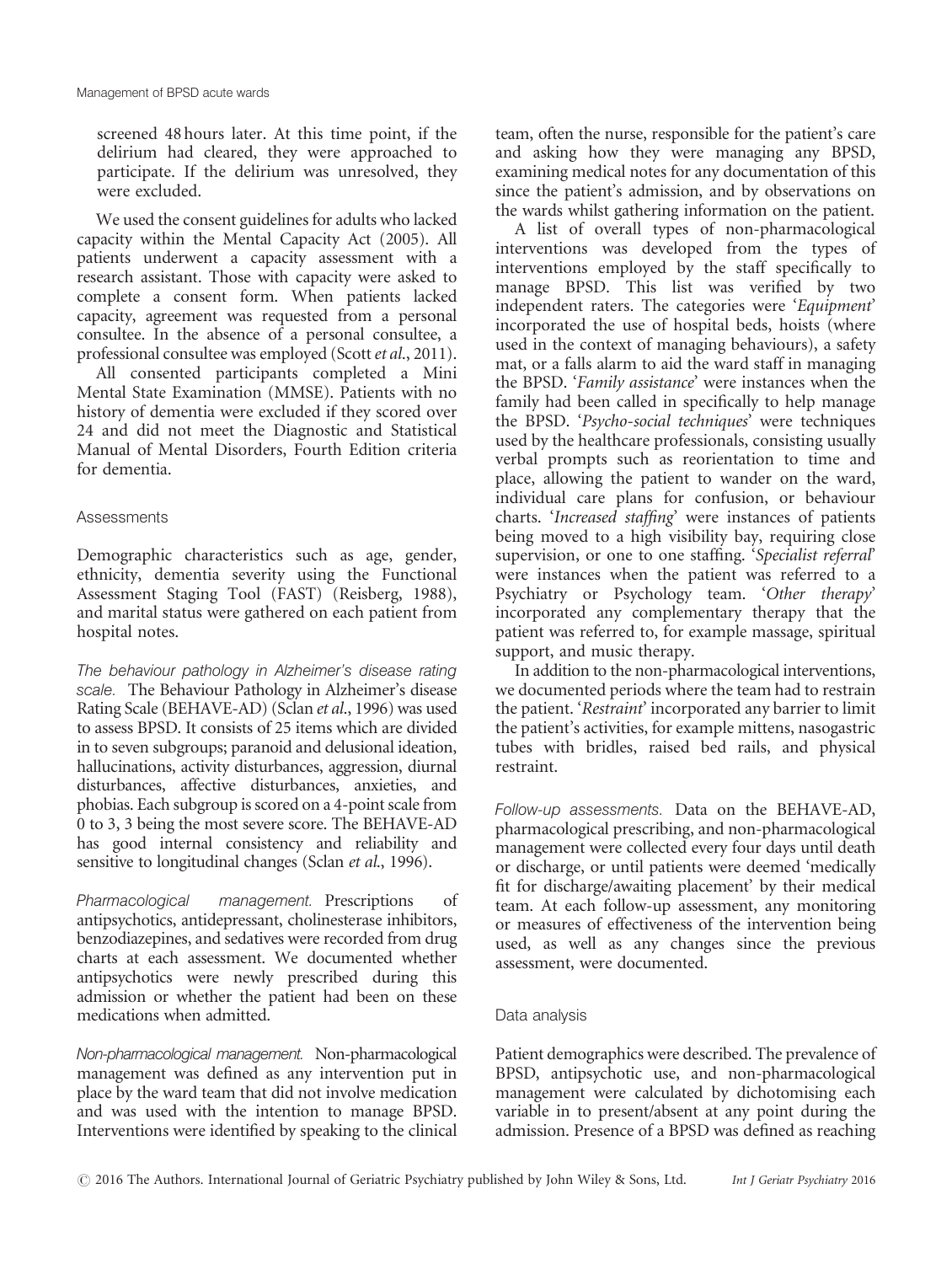screened 48 hours later. At this time point, if the delirium had cleared, they were approached to participate. If the delirium was unresolved, they were excluded.

We used the consent guidelines for adults who lacked capacity within the Mental Capacity Act (2005). All patients underwent a capacity assessment with a research assistant. Those with capacity were asked to complete a consent form. When patients lacked capacity, agreement was requested from a personal consultee. In the absence of a personal consultee, a professional consultee was employed (Scott *et al.*, 2011).

All consented participants completed a Mini Mental State Examination (MMSE). Patients with no history of dementia were excluded if they scored over 24 and did not meet the Diagnostic and Statistical Manual of Mental Disorders, Fourth Edition criteria for dementia.

### Assessments

Demographic characteristics such as age, gender, ethnicity, dementia severity using the Functional Assessment Staging Tool (FAST) (Reisberg, 1988), and marital status were gathered on each patient from hospital notes.

*The behaviour pathology in Alzheimer's disease rating scale.* The Behaviour Pathology in Alzheimer's disease Rating Scale (BEHAVE-AD) (Sclan *et al.*, 1996) was used to assess BPSD. It consists of 25 items which are divided in to seven subgroups; paranoid and delusional ideation, hallucinations, activity disturbances, aggression, diurnal disturbances, affective disturbances, anxieties, and phobias. Each subgroup is scored on a 4-point scale from 0 to 3, 3 being the most severe score. The BEHAVE-AD has good internal consistency and reliability and sensitive to longitudinal changes (Sclan *et al.*, 1996).

*Pharmacological management.* Prescriptions of antipsychotics, antidepressant, cholinesterase inhibitors, benzodiazepines, and sedatives were recorded from drug charts at each assessment. We documented whether antipsychotics were newly prescribed during this admission or whether the patient had been on these medications when admitted.

*Non-pharmacological management.* Non-pharmacological management was defined as any intervention put in place by the ward team that did not involve medication and was used with the intention to manage BPSD. Interventions were identified by speaking to the clinical team, often the nurse, responsible for the patient's care and asking how they were managing any BPSD, examining medical notes for any documentation of this since the patient's admission, and by observations on the wards whilst gathering information on the patient.

A list of overall types of non-pharmacological interventions was developed from the types of interventions employed by the staff specifically to manage BPSD. This list was verified by two independent raters. The categories were '*Equipment*' incorporated the use of hospital beds, hoists (where used in the context of managing behaviours), a safety mat, or a falls alarm to aid the ward staff in managing the BPSD. '*Family assistance*' were instances when the family had been called in specifically to help manage the BPSD. '*Psycho-social techniques*' were techniques used by the healthcare professionals, consisting usually verbal prompts such as reorientation to time and place, allowing the patient to wander on the ward, individual care plans for confusion, or behaviour charts. '*Increased staffing*' were instances of patients being moved to a high visibility bay, requiring close supervision, or one to one staffing. '*Specialist referral*' were instances when the patient was referred to a Psychiatry or Psychology team. '*Other therapy*' incorporated any complementary therapy that the patient was referred to, for example massage, spiritual support, and music therapy.

In addition to the non-pharmacological interventions, we documented periods where the team had to restrain the patient. '*Restraint*' incorporated any barrier to limit the patient's activities, for example mittens, nasogastric tubes with bridles, raised bed rails, and physical restraint.

*Follow-up assessments.* Data on the BEHAVE-AD, pharmacological prescribing, and non-pharmacological management were collected every four days until death or discharge, or until patients were deemed 'medically fit for discharge/awaiting placement' by their medical team. At each follow-up assessment, any monitoring or measures of effectiveness of the intervention being used, as well as any changes since the previous assessment, were documented.

### Data analysis

Patient demographics were described. The prevalence of BPSD, antipsychotic use, and non-pharmacological management were calculated by dichotomising each variable in to present/absent at any point during the admission. Presence of a BPSD was defined as reaching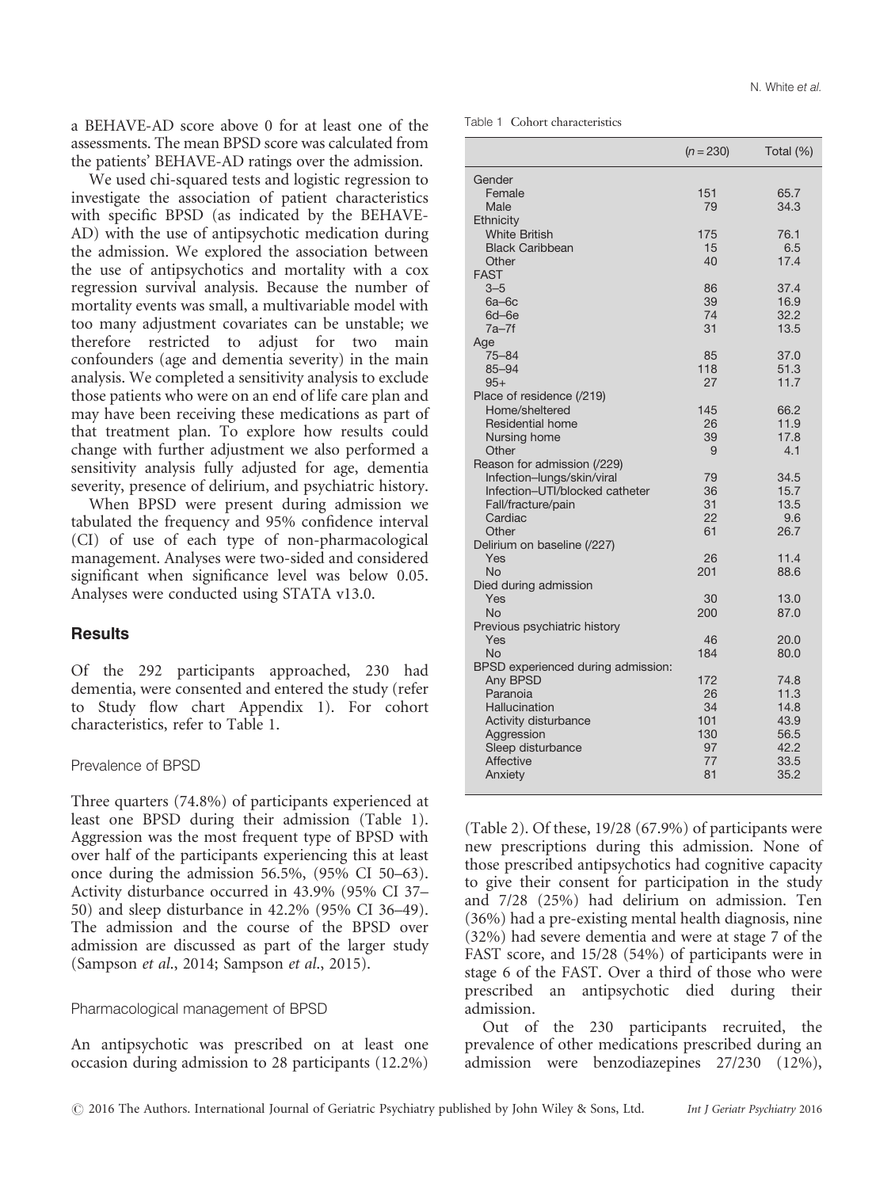a BEHAVE-AD score above 0 for at least one of the assessments. The mean BPSD score was calculated from the patients' BEHAVE-AD ratings over the admission.

We used chi-squared tests and logistic regression to investigate the association of patient characteristics with specific BPSD (as indicated by the BEHAVE-AD) with the use of antipsychotic medication during the admission. We explored the association between the use of antipsychotics and mortality with a cox regression survival analysis. Because the number of mortality events was small, a multivariable model with too many adjustment covariates can be unstable; we therefore restricted to adjust for two main confounders (age and dementia severity) in the main analysis. We completed a sensitivity analysis to exclude those patients who were on an end of life care plan and may have been receiving these medications as part of that treatment plan. To explore how results could change with further adjustment we also performed a sensitivity analysis fully adjusted for age, dementia severity, presence of delirium, and psychiatric history.

When BPSD were present during admission we tabulated the frequency and 95% confidence interval (CI) of use of each type of non-pharmacological management. Analyses were two-sided and considered significant when significance level was below 0.05. Analyses were conducted using STATA v13.0.

## Results

Of the 292 participants approached, 230 had dementia, were consented and entered the study (refer to Study flow chart Appendix 1). For cohort characteristics, refer to Table 1.

### Prevalence of BPSD

Three quarters (74.8%) of participants experienced at least one BPSD during their admission (Table 1). Aggression was the most frequent type of BPSD with over half of the participants experiencing this at least once during the admission 56.5%, (95% CI 50–63). Activity disturbance occurred in 43.9% (95% CI 37–50) and sleep disturbance in 42.2% (95% CI 36–49). The admission and the course of the BPSD over admission are discussed as part of the larger study (Sampson *et al.*, 2014; Sampson *et al.*, 2015).

Table 1 Cohort characteristics

| | (*n* = 230) | Total (%) |
|---|---|---|
| Gender | | |
| Female | 151 | 65.7 |
| Male | 79 | 34.3 |
| Ethnicity | | |
| White British | 175 | 76.1 |
| Black Caribbean | 15 | 6.5 |
| Other | 40 | 17.4 |
| FAST | | |
| 3–5 | 86 | 37.4 |
| 6a–6c | 39 | 16.9 |
| 6d–6e | 74 | 32.2 |
| 7a–7f | 31 | 13.5 |
| Age | | |
| 75–84 | 85 | 37.0 |
| 85–94 | 118 | 51.3 |
| 95+ | 27 | 11.7 |
| Place of residence (/219) | | |
| Home/sheltered | 145 | 66.2 |
| Residential home | 26 | 11.9 |
| Nursing home | 39 | 17.8 |
| Other | 9 | 4.1 |
| Reason for admission (/229) | | |
| Infection–lungs/skin/viral | 79 | 34.5 |
| Infection–UTI/blocked catheter | 36 | 15.7 |
| Fall/fracture/pain | 31 | 13.5 |
| Cardiac | 22 | 9.6 |
| Other | 61 | 26.7 |
| Delirium on baseline (/227) | | |
| Yes | 26 | 11.4 |
| No | 201 | 88.6 |
| Died during admission | | |
| Yes | 30 | 13.0 |
| No | 200 | 87.0 |
| Previous psychiatric history | | |
| Yes | 46 | 20.0 |
| No | 184 | 80.0 |
| BPSD experienced during admission: | | |
| Any BPSD | 172 | 74.8 |
| Paranoia | 26 | 11.3 |
| Hallucination | 34 | 14.8 |
| Activity disturbance | 101 | 43.9 |
| Aggression | 130 | 56.5 |
| Sleep disturbance | 97 | 42.2 |
| Affective | 77 | 33.5 |
| Anxiety | 81 | 35.2 |

### Pharmacological management of BPSD

An antipsychotic was prescribed on at least one occasion during admission to 28 participants (12.2%) (Table 2). Of these, 19/28 (67.9%) of participants were new prescriptions during this admission. None of those prescribed antipsychotics had cognitive capacity to give their consent for participation in the study and 7/28 (25%) had delirium on admission. Ten (36%) had a pre-existing mental health diagnosis, nine (32%) had severe dementia and were at stage 7 of the FAST score, and 15/28 (54%) of participants were in stage 6 of the FAST. Over a third of those who were prescribed an antipsychotic died during their admission.

Out of the 230 participants recruited, the prevalence of other medications prescribed during an admission were benzodiazepines 27/230 (12%),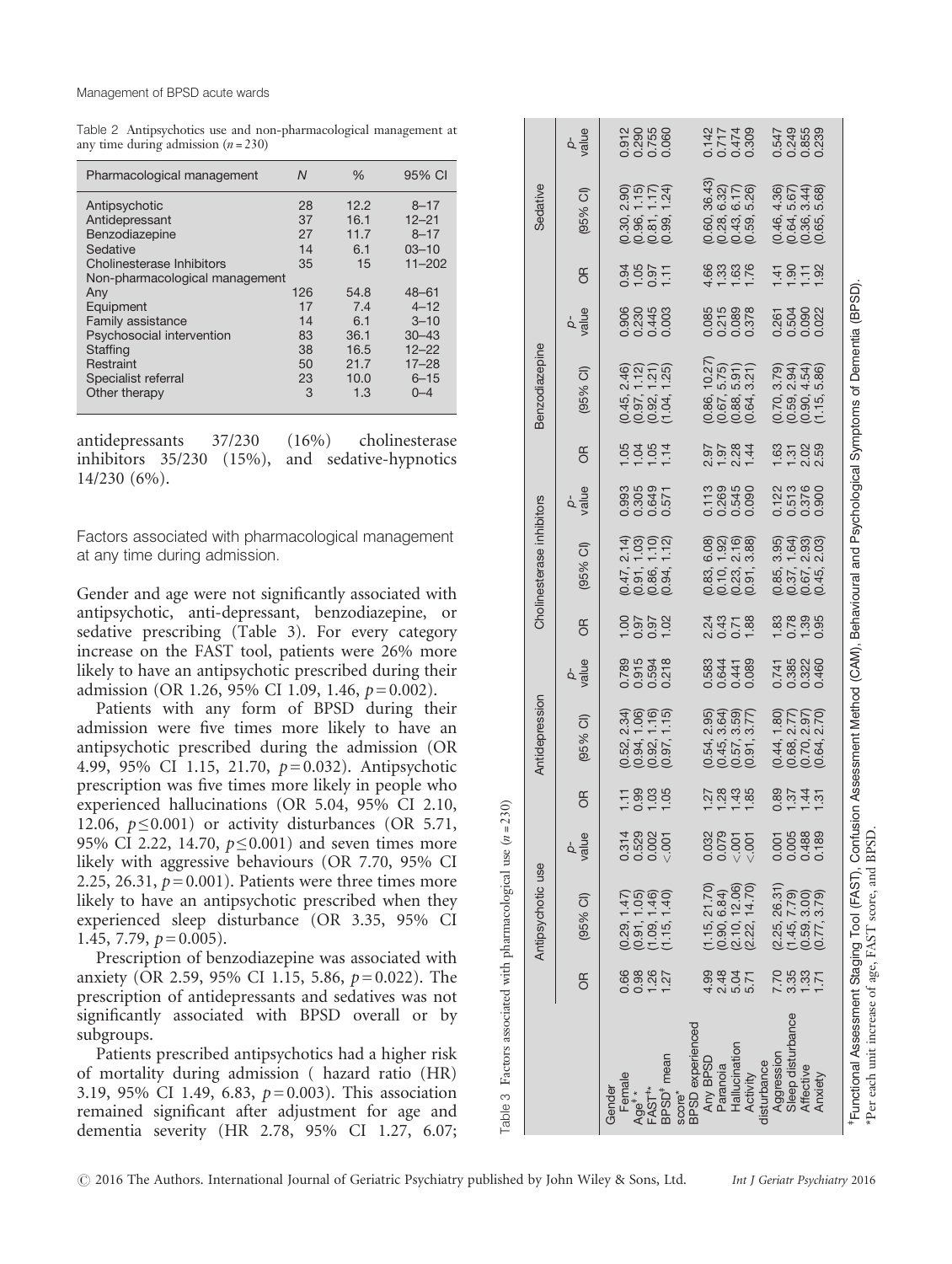Table 2 Antipsychotics use and non-pharmacological management at any time during admission ($n = 230$)

| Pharmacological management | N | % | 95% CI |
|---|---|---|---|
| Antipsychotic | 28 | 12.2 | 8–17 |
| Antidepressant | 37 | 16.1 | 12–21 |
| Benzodiazepine | 27 | 11.7 | 8–17 |
| Sedative | 14 | 6.1 | 03–10 |
| Cholinesterase Inhibitors | 35 | 15 | 11–202 |
| Non-pharmacological management | | | |
| Any | 126 | 54.8 | 48–61 |
| Equipment | 17 | 7.4 | 4–12 |
| Family assistance | 14 | 6.1 | 3–10 |
| Psychosocial intervention | 83 | 36.1 | 30–43 |
| Staffing | 38 | 16.5 | 12–22 |
| Restraint | 50 | 21.7 | 17–28 |
| Specialist referral | 23 | 10.0 | 6–15 |
| Other therapy | 3 | 1.3 | 0–4 |

antidepressants 37/230 (16%) cholinesterase inhibitors 35/230 (15%), and sedative-hypnotics 14/230 (6%).

### Factors associated with pharmacological management at any time during admission.

Gender and age were not significantly associated with antipsychotic, anti-depressant, benzodiazepine, or sedative prescribing (Table 3). For every category increase on the FAST tool, patients were 26% more likely to have an antipsychotic prescribed during their admission (OR 1.26, 95% CI 1.09, 1.46, $p = 0.002$).

Patients with any form of BPSD during their admission were five times more likely to have an antipsychotic prescribed during the admission (OR 4.99, 95% CI 1.15, 21.70, $p = 0.032$). Antipsychotic prescription was five times more likely in people who experienced hallucinations (OR 5.04, 95% CI 2.10, 12.06, $p \leq 0.001$) or activity disturbances (OR 5.71, 95% CI 2.22, 14.70, $p \leq 0.001$) and seven times more likely with aggressive behaviours (OR 7.70, 95% CI 2.25, 26.31, $p = 0.001$). Patients were three times more likely to have an antipsychotic prescribed when they experienced sleep disturbance (OR 3.35, 95% CI 1.45, 7.79, $p = 0.005$).

Prescription of benzodiazepine was associated with anxiety (OR 2.59, 95% CI 1.15, 5.86, $p = 0.022$). The prescription of antidepressants and sedatives was not significantly associated with BPSD overall or by subgroups.

Patients prescribed antipsychotics had a higher risk of mortality during admission ( hazard ratio (HR) 3.19, 95% CI 1.49, 6.83, $p = 0.003$). This association remained significant after adjustment for age and dementia severity (HR 2.78, 95% CI 1.27, 6.07;

Table 3 Factors associated with pharmacological use ($n = 230$)

| | Antipsychotic use | | | Antidepression | | | Cholinesterase inhibitors | | | Benzodiazepine | | | Sedative | | |
|---|---|---|---|---|---|---|---|---|---|---|---|---|---|---|---|
| | OR | (95% CI) | p-value | OR | (95% CI) | p-value | OR | (95% CI) | p-value | OR | (95% CI) | p-value | OR | (95% CI) | p-value |
| Gender | | | | | | | | | | | | | | | |
| Female | 0.66 | (0.29, 1.47) | 0.314 | 1.11 | (0.52, 2.34) | 0.789 | 1.00 | (0.47, 2.14) | 0.993 | 1.05 | (0.45, 2.46) | 0.906 | 0.94 | (0.30, 2.90) | 0.912 |
| Age[‡]* | 0.98 | (0.91, 1.05) | 0.529 | 0.99 | (0.94, 1.06) | 0.915 | 0.97 | (0.91, 1.03) | 0.305 | 1.04 | (0.97, 1.12) | 0.230 | 1.05 | (0.96, 1.15) | 0.290 |
| FAST[†]* | 1.26 | (1.09, 1.46) | 0.002 | 1.03 | (0.92, 1.16) | 0.594 | 0.97 | (0.86, 1.10) | 0.649 | 1.05 | (0.92, 1.21) | 0.445 | 0.97 | (0.81, 1.17) | 0.755 |
| BPSD[‡] mean score* | 1.27 | (1.15, 1.40) | <.001 | 1.05 | (0.97, 1.15) | 0.218 | 1.02 | (0.94, 1.12) | 0.571 | 1.14 | (1.04, 1.25) | 0.003 | 1.11 | (0.99, 1.24) | 0.060 |
| BPSD experienced | | | | | | | | | | | | | | | |
| Any BPSD | 4.99 | (1.15, 21.70) | 0.032 | 1.27 | (0.54, 2.95) | 0.583 | 2.24 | (0.83, 6.08) | 0.113 | 2.97 | (0.86, 10.27) | 0.085 | 4.66 | (0.60, 36.43) | 0.142 |
| Paranoia | 2.48 | (0.90, 6.84) | 0.079 | 1.28 | (0.45, 3.64) | 0.644 | 0.43 | (0.10, 1.92) | 0.269 | 1.97 | (0.67, 5.75) | 0.215 | 1.33 | (0.28, 6.32) | 0.717 |
| Hallucination | 5.04 | (2.10, 12.06) | <.001 | 1.43 | (0.57, 3.59) | 0.441 | 0.71 | (0.23, 2.16) | 0.545 | 2.28 | (0.88, 5.91) | 0.089 | 1.63 | (0.43, 6.17) | 0.474 |
| Activity disturbance | 5.71 | (2.22, 14.70) | <.001 | 1.85 | (0.91, 3.77) | 0.089 | 1.88 | (0.91, 3.88) | 0.090 | 1.44 | (0.64, 3.21) | 0.378 | 1.76 | (0.59, 5.26) | 0.309 |
| Aggression | 7.70 | (2.25, 26.31) | 0.001 | 0.89 | (0.44, 1.80) | 0.741 | 1.83 | (0.85, 3.95) | 0.122 | 1.63 | (0.70, 3.79) | 0.261 | 1.41 | (0.46, 4.36) | 0.547 |
| Sleep disturbance | 3.35 | (1.45, 7.79) | 0.005 | 1.37 | (0.68, 2.77) | 0.385 | 0.78 | (0.37, 1.64) | 0.513 | 1.31 | (0.59, 2.94) | 0.504 | 1.90 | (0.64, 5.67) | 0.249 |
| Affective | 1.33 | (0.59, 3.00) | 0.488 | 1.44 | (0.70, 2.97) | 0.322 | 1.39 | (0.67, 2.93) | 0.376 | 2.02 | (0.90, 4.54) | 0.090 | 1.11 | (0.36, 3.44) | 0.855 |
| Anxiety | 1.71 | (0.77, 3.79) | 0.189 | 1.31 | (0.64, 2.70) | 0.460 | 0.95 | (0.45, 2.03) | 0.900 | 2.59 | (1.15, 5.86) | 0.022 | 1.92 | (0.65, 5.68) | 0.239 |

[‡]Functional Assessment Staging Tool (FAST), Confusion Assessment Method (CAM), Behavioural and Psychological Symptoms of Dementia (BPSD).
*Per each unit increase of age, FAST score, and BPSD.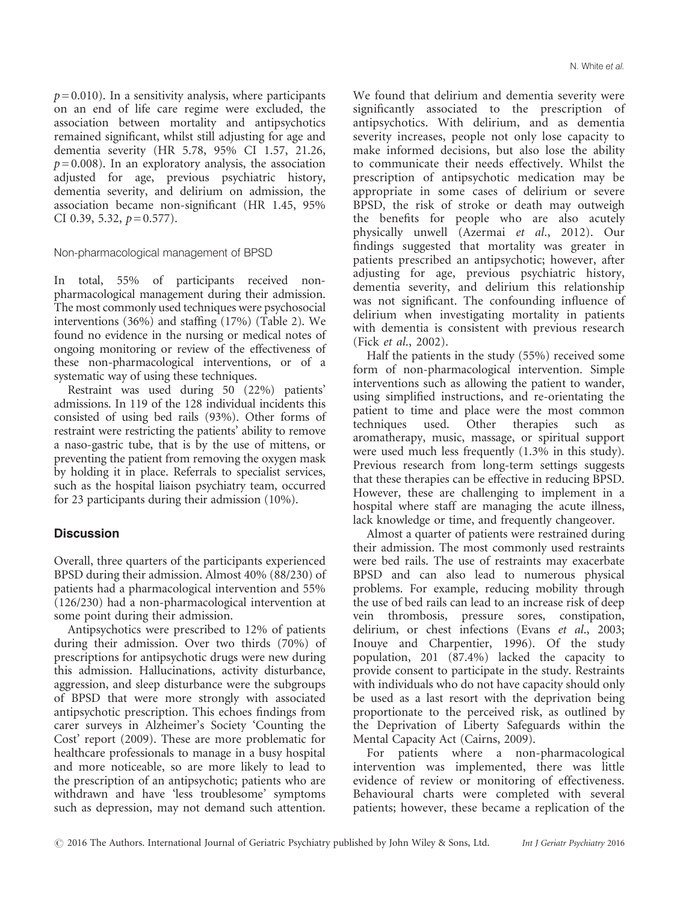$p = 0.010$). In a sensitivity analysis, where participants on an end of life care regime were excluded, the association between mortality and antipsychotics remained significant, whilst still adjusting for age and dementia severity (HR 5.78, 95% CI 1.57, 21.26, $p = 0.008$). In an exploratory analysis, the association adjusted for age, previous psychiatric history, dementia severity, and delirium on admission, the association became non-significant (HR 1.45, 95% CI 0.39, 5.32, $p = 0.577$).

### Non-pharmacological management of BPSD

In total, 55% of participants received non-pharmacological management during their admission. The most commonly used techniques were psychosocial interventions (36%) and staffing (17%) (Table 2). We found no evidence in the nursing or medical notes of ongoing monitoring or review of the effectiveness of these non-pharmacological interventions, or of a systematic way of using these techniques.

Restraint was used during 50 (22%) patients' admissions. In 119 of the 128 individual incidents this consisted of using bed rails (93%). Other forms of restraint were restricting the patients' ability to remove a naso-gastric tube, that is by the use of mittens, or preventing the patient from removing the oxygen mask by holding it in place. Referrals to specialist services, such as the hospital liaison psychiatry team, occurred for 23 participants during their admission (10%).

## Discussion

Overall, three quarters of the participants experienced BPSD during their admission. Almost 40% (88/230) of patients had a pharmacological intervention and 55% (126/230) had a non-pharmacological intervention at some point during their admission.

Antipsychotics were prescribed to 12% of patients during their admission. Over two thirds (70%) of prescriptions for antipsychotic drugs were new during this admission. Hallucinations, activity disturbance, aggression, and sleep disturbance were the subgroups of BPSD that were more strongly with associated antipsychotic prescription. This echoes findings from carer surveys in Alzheimer's Society 'Counting the Cost' report (2009). These are more problematic for healthcare professionals to manage in a busy hospital and more noticeable, so are more likely to lead to the prescription of an antipsychotic; patients who are withdrawn and have 'less troublesome' symptoms such as depression, may not demand such attention. We found that delirium and dementia severity were significantly associated to the prescription of antipsychotics. With delirium, and as dementia severity increases, people not only lose capacity to make informed decisions, but also lose the ability to communicate their needs effectively. Whilst the prescription of antipsychotic medication may be appropriate in some cases of delirium or severe BPSD, the risk of stroke or death may outweigh the benefits for people who are also acutely physically unwell (Azermai *et al.*, 2012). Our findings suggested that mortality was greater in patients prescribed an antipsychotic; however, after adjusting for age, previous psychiatric history, dementia severity, and delirium this relationship was not significant. The confounding influence of delirium when investigating mortality in patients with dementia is consistent with previous research (Fick *et al.*, 2002).

Half the patients in the study (55%) received some form of non-pharmacological intervention. Simple interventions such as allowing the patient to wander, using simplified instructions, and re-orientating the patient to time and place were the most common techniques used. Other therapies such as aromatherapy, music, massage, or spiritual support were used much less frequently (1.3% in this study). Previous research from long-term settings suggests that these therapies can be effective in reducing BPSD. However, these are challenging to implement in a hospital where staff are managing the acute illness, lack knowledge or time, and frequently changeover.

Almost a quarter of patients were restrained during their admission. The most commonly used restraints were bed rails. The use of restraints may exacerbate BPSD and can also lead to numerous physical problems. For example, reducing mobility through the use of bed rails can lead to an increase risk of deep vein thrombosis, pressure sores, constipation, delirium, or chest infections (Evans *et al.*, 2003; Inouye and Charpentier, 1996). Of the study population, 201 (87.4%) lacked the capacity to provide consent to participate in the study. Restraints with individuals who do not have capacity should only be used as a last resort with the deprivation being proportionate to the perceived risk, as outlined by the Deprivation of Liberty Safeguards within the Mental Capacity Act (Cairns, 2009).

For patients where a non-pharmacological intervention was implemented, there was little evidence of review or monitoring of effectiveness. Behavioural charts were completed with several patients; however, these became a replication of the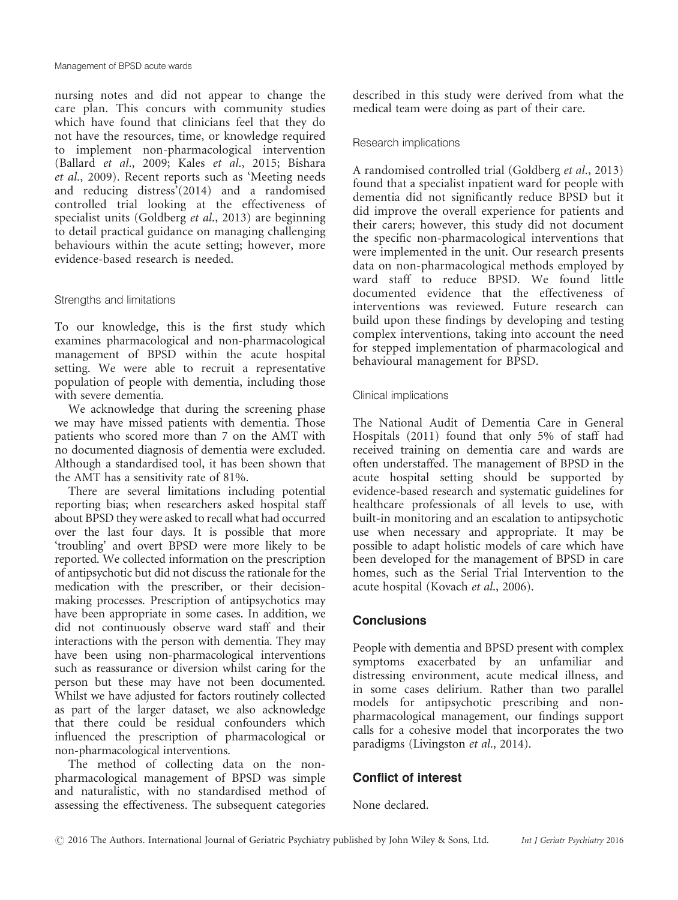nursing notes and did not appear to change the care plan. This concurs with community studies which have found that clinicians feel that they do not have the resources, time, or knowledge required to implement non-pharmacological intervention (Ballard *et al.*, 2009; Kales *et al.*, 2015; Bishara *et al.*, 2009). Recent reports such as 'Meeting needs and reducing distress'(2014) and a randomised controlled trial looking at the effectiveness of specialist units (Goldberg *et al.*, 2013) are beginning to detail practical guidance on managing challenging behaviours within the acute setting; however, more evidence-based research is needed.

### Strengths and limitations

To our knowledge, this is the first study which examines pharmacological and non-pharmacological management of BPSD within the acute hospital setting. We were able to recruit a representative population of people with dementia, including those with severe dementia.

We acknowledge that during the screening phase we may have missed patients with dementia. Those patients who scored more than 7 on the AMT with no documented diagnosis of dementia were excluded. Although a standardised tool, it has been shown that the AMT has a sensitivity rate of 81%.

There are several limitations including potential reporting bias; when researchers asked hospital staff about BPSD they were asked to recall what had occurred over the last four days. It is possible that more 'troubling' and overt BPSD were more likely to be reported. We collected information on the prescription of antipsychotic but did not discuss the rationale for the medication with the prescriber, or their decision-making processes. Prescription of antipsychotics may have been appropriate in some cases. In addition, we did not continuously observe ward staff and their interactions with the person with dementia. They may have been using non-pharmacological interventions such as reassurance or diversion whilst caring for the person but these may have not been documented. Whilst we have adjusted for factors routinely collected as part of the larger dataset, we also acknowledge that there could be residual confounders which influenced the prescription of pharmacological or non-pharmacological interventions.

The method of collecting data on the non-pharmacological management of BPSD was simple and naturalistic, with no standardised method of assessing the effectiveness. The subsequent categories described in this study were derived from what the medical team were doing as part of their care.

### Research implications

A randomised controlled trial (Goldberg *et al.*, 2013) found that a specialist inpatient ward for people with dementia did not significantly reduce BPSD but it did improve the overall experience for patients and their carers; however, this study did not document the specific non-pharmacological interventions that were implemented in the unit. Our research presents data on non-pharmacological methods employed by ward staff to reduce BPSD. We found little documented evidence that the effectiveness of interventions was reviewed. Future research can build upon these findings by developing and testing complex interventions, taking into account the need for stepped implementation of pharmacological and behavioural management for BPSD.

### Clinical implications

The National Audit of Dementia Care in General Hospitals (2011) found that only 5% of staff had received training on dementia care and wards are often understaffed. The management of BPSD in the acute hospital setting should be supported by evidence-based research and systematic guidelines for healthcare professionals of all levels to use, with built-in monitoring and an escalation to antipsychotic use when necessary and appropriate. It may be possible to adapt holistic models of care which have been developed for the management of BPSD in care homes, such as the Serial Trial Intervention to the acute hospital (Kovach *et al.*, 2006).

## Conclusions

People with dementia and BPSD present with complex symptoms exacerbated by an unfamiliar and distressing environment, acute medical illness, and in some cases delirium. Rather than two parallel models for antipsychotic prescribing and non-pharmacological management, our findings support calls for a cohesive model that incorporates the two paradigms (Livingston *et al.*, 2014).

## Conflict of interest

None declared.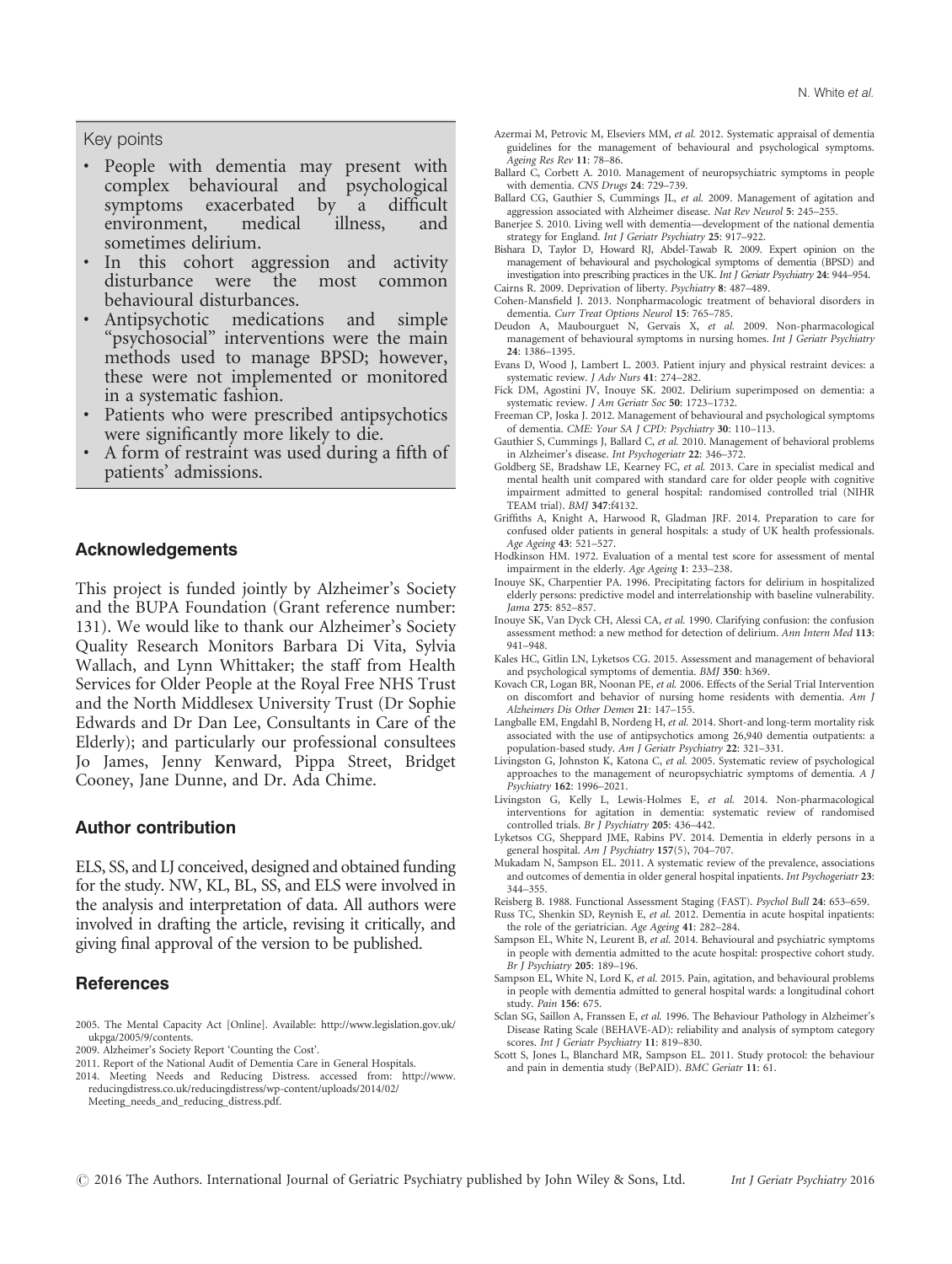Key points

- People with dementia may present with complex behavioural and psychological symptoms exacerbated by a difficult environment, medical illness, and sometimes delirium.
- In this cohort aggression and activity disturbance were the most common behavioural disturbances.
- Antipsychotic medications and simple "psychosocial" interventions were the main methods used to manage BPSD; however, these were not implemented or monitored in a systematic fashion.
- Patients who were prescribed antipsychotics were significantly more likely to die.
- A form of restraint was used during a fifth of patients' admissions.

## Acknowledgements

This project is funded jointly by Alzheimer's Society and the BUPA Foundation (Grant reference number: 131). We would like to thank our Alzheimer's Society Quality Research Monitors Barbara Di Vita, Sylvia Wallach, and Lynn Whittaker; the staff from Health Services for Older People at the Royal Free NHS Trust and the North Middlesex University Trust (Dr Sophie Edwards and Dr Dan Lee, Consultants in Care of the Elderly); and particularly our professional consultees Jo James, Jenny Kenward, Pippa Street, Bridget Cooney, Jane Dunne, and Dr. Ada Chime.

## Author contribution

ELS, SS, and LJ conceived, designed and obtained funding for the study. NW, KL, BL, SS, and ELS were involved in the analysis and interpretation of data. All authors were involved in drafting the article, revising it critically, and giving final approval of the version to be published.

## References

2005. The Mental Capacity Act [Online]. Available: http://www.legislation.gov.uk/ukpga/2005/9/contents.

2009. Alzheimer's Society Report 'Counting the Cost'.

2011. Report of the National Audit of Dementia Care in General Hospitals.

2014. Meeting Needs and Reducing Distress. accessed from: http://www.reducingdistress.co.uk/reducingdistress/wp-content/uploads/2014/02/Meeting_needs_and_reducing_distress.pdf.

Azermai M, Petrovic M, Elseviers MM, *et al.* 2012. Systematic appraisal of dementia guidelines for the management of behavioural and psychological symptoms. *Ageing Res Rev* **11**: 78–86.

Ballard C, Corbett A. 2010. Management of neuropsychiatric symptoms in people with dementia. *CNS Drugs* **24**: 729–739.

Ballard CG, Gauthier S, Cummings JL, *et al.* 2009. Management of agitation and aggression associated with Alzheimer disease. *Nat Rev Neurol* **5**: 245–255.

Banerjee S. 2010. Living well with dementia—development of the national dementia strategy for England. *Int J Geriatr Psychiatry* **25**: 917–922.

Bishara D, Taylor D, Howard RJ, Abdel-Tawab R. 2009. Expert opinion on the management of behavioural and psychological symptoms of dementia (BPSD) and investigation into prescribing practices in the UK. *Int J Geriatr Psychiatry* **24**: 944–954.

Cairns R. 2009. Deprivation of liberty. *Psychiatry* **8**: 487–489.

Cohen-Mansfield J. 2013. Nonpharmacologic treatment of behavioral disorders in dementia. *Curr Treat Options Neurol* **15**: 765–785.

Deudon A, Maubourguet N, Gervais X, *et al.* 2009. Non-pharmacological management of behavioural symptoms in nursing homes. *Int J Geriatr Psychiatry* **24**: 1386–1395.

Evans D, Wood J, Lambert L. 2003. Patient injury and physical restraint devices: a systematic review. *J Adv Nurs* **41**: 274–282.

Fick DM, Agostini JV, Inouye SK. 2002. Delirium superimposed on dementia: a systematic review. *J Am Geriatr Soc* **50**: 1723–1732.

Freeman CP, Joska J. 2012. Management of behavioural and psychological symptoms of dementia. *CME: Your SA J CPD: Psychiatry* **30**: 110–113.

Gauthier S, Cummings J, Ballard C, *et al.* 2010. Management of behavioral problems in Alzheimer's disease. *Int Psychogeriatr* **22**: 346–372.

Goldberg SE, Bradshaw LE, Kearney FC, *et al.* 2013. Care in specialist medical and mental health unit compared with standard care for older people with cognitive impairment admitted to general hospital: randomised controlled trial (NIHR TEAM trial). *BMJ* **347**:f4132.

Griffiths A, Knight A, Harwood R, Gladman JRF. 2014. Preparation to care for confused older patients in general hospitals: a study of UK health professionals. *Age Ageing* **43**: 521–527.

Hodkinson HM. 1972. Evaluation of a mental test score for assessment of mental impairment in the elderly. *Age Ageing* **1**: 233–238.

Inouye SK, Charpentier PA. 1996. Precipitating factors for delirium in hospitalized elderly persons: predictive model and interrelationship with baseline vulnerability. *Jama* **275**: 852–857.

Inouye SK, Van Dyck CH, Alessi CA, *et al.* 1990. Clarifying confusion: the confusion assessment method: a new method for detection of delirium. *Ann Intern Med* **113**: 941–948.

Kales HC, Gitlin LN, Lyketsos CG. 2015. Assessment and management of behavioral and psychological symptoms of dementia. *BMJ* **350**: h369.

Kovach CR, Logan BR, Noonan PE, *et al.* 2006. Effects of the Serial Trial Intervention on discomfort and behavior of nursing home residents with dementia. *Am J Alzheimers Dis Other Demen* **21**: 147–155.

Langballe EM, Engdahl B, Nordeng H, *et al.* 2014. Short-and long-term mortality risk associated with the use of antipsychotics among 26,940 dementia outpatients: a population-based study. *Am J Geriatr Psychiatry* **22**: 321–331.

Livingston G, Johnston K, Katona C, *et al.* 2005. Systematic review of psychological approaches to the management of neuropsychiatric symptoms of dementia. *A J Psychiatry* **162**: 1996–2021.

Livingston G, Kelly L, Lewis-Holmes E, *et al.* 2014. Non-pharmacological interventions for agitation in dementia: systematic review of randomised controlled trials. *Br J Psychiatry* **205**: 436–442.

Lyketsos CG, Sheppard JME, Rabins PV. 2014. Dementia in elderly persons in a general hospital. *Am J Psychiatry* **157**(5), 704–707.

Mukadam N, Sampson EL. 2011. A systematic review of the prevalence, associations and outcomes of dementia in older general hospital inpatients. *Int Psychogeriatr* **23**: 344–355.

Reisberg B. 1988. Functional Assessment Staging (FAST). *Psychol Bull* **24**: 653–659.

Russ TC, Shenkin SD, Reynish E, *et al.* 2012. Dementia in acute hospital inpatients: the role of the geriatrician. *Age Ageing* **41**: 282–284.

Sampson EL, White N, Leurent B, *et al.* 2014. Behavioural and psychiatric symptoms in people with dementia admitted to the acute hospital: prospective cohort study. *Br J Psychiatry* **205**: 189–196.

Sampson EL, White N, Lord K, *et al.* 2015. Pain, agitation, and behavioural problems in people with dementia admitted to general hospital wards: a longitudinal cohort study. *Pain* **156**: 675.

Sclan SG, Saillon A, Franssen E, *et al.* 1996. The Behaviour Pathology in Alzheimer's Disease Rating Scale (BEHAVE-AD): reliability and analysis of symptom category scores. *Int J Geriatr Psychiatry* **11**: 819–830.

Scott S, Jones L, Blanchard MR, Sampson EL. 2011. Study protocol: the behaviour and pain in dementia study (BePAID). *BMC Geriatr* **11**: 61.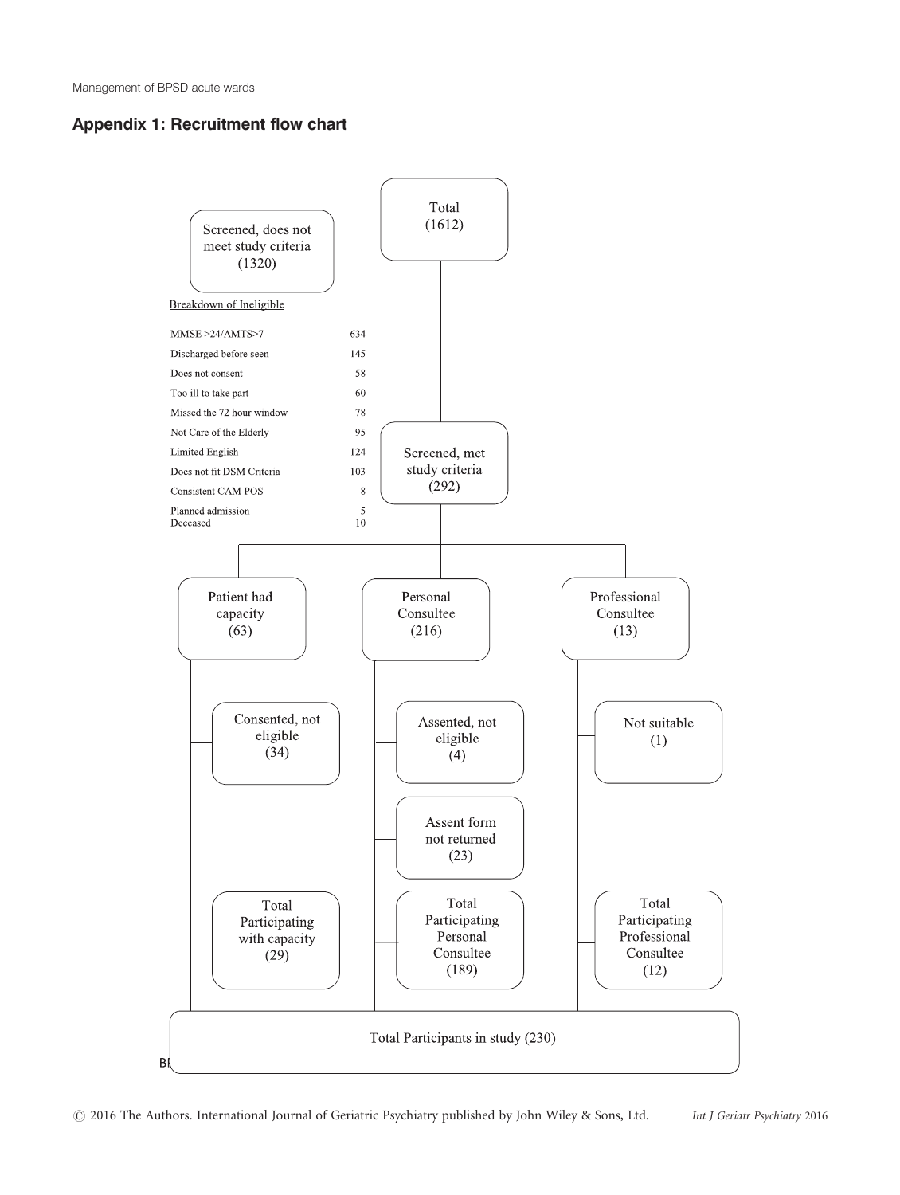## Appendix 1: Recruitment flow chart

Total (1612)

Screened, does not meet study criteria (1320)

Breakdown of Ineligible

| | |
|---|---|
| MMSE >24/AMTS>7 | 634 |
| Discharged before seen | 145 |
| Does not consent | 58 |
| Too ill to take part | 60 |
| Missed the 72 hour window | 78 |
| Not Care of the Elderly | 95 |
| Limited English | 124 |
| Does not fit DSM Criteria | 103 |
| Consistent CAM POS | 8 |
| Planned admission | 5 |
| Deceased | 10 |

Screened, met study criteria (292)

Patient had capacity (63)

Personal Consultee (216)

Professional Consultee (13)

Consented, not eligible (34)

Assented, not eligible (4)

Not suitable (1)

Assent form not returned (23)

Total Participating with capacity (29)

Total Participating Personal Consultee (189)

Total Participating Professional Consultee (12)

Total Participants in study (230)